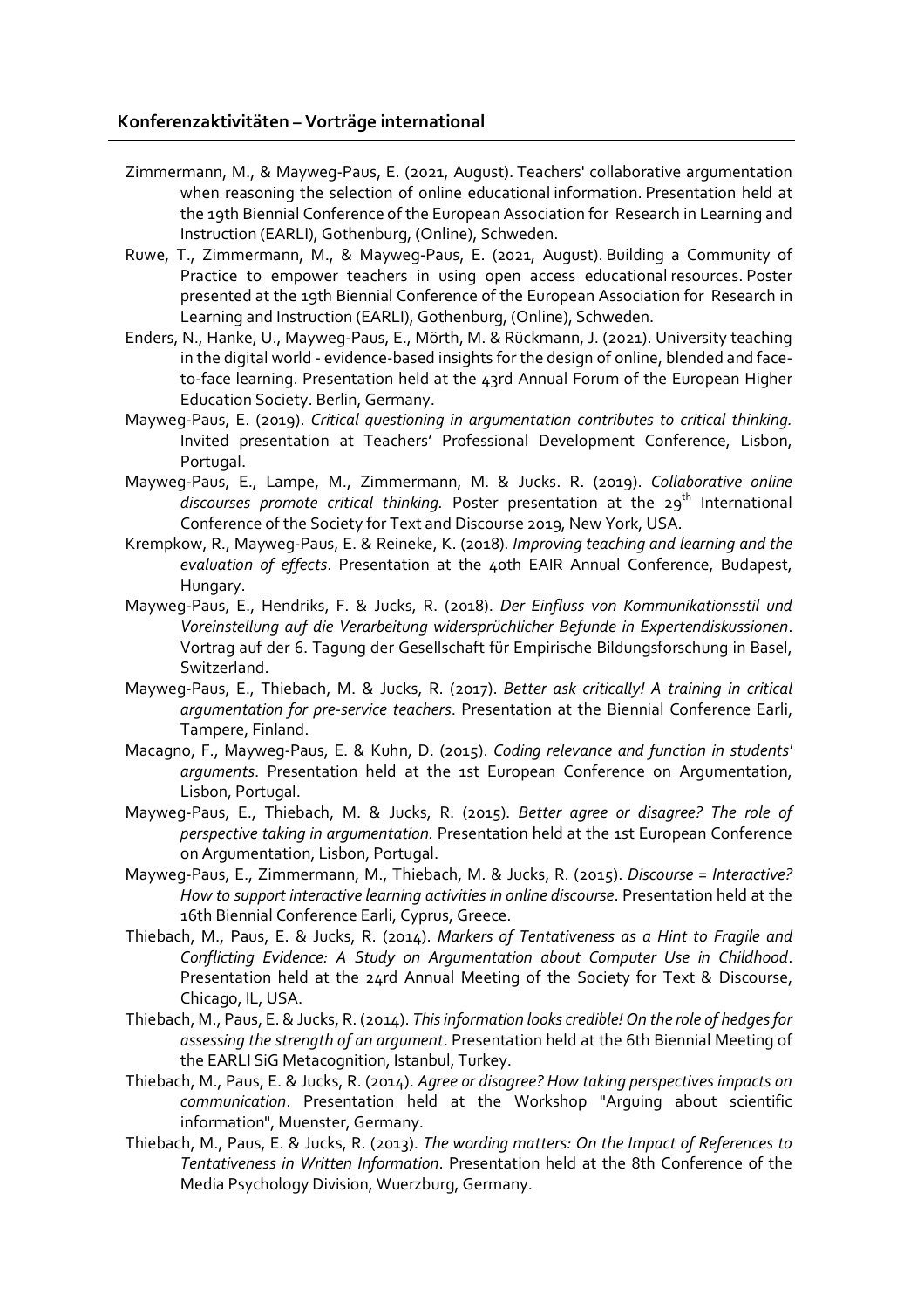## Konferenzaktivitäten – Vorträge international

Zimmermann, M., & Mayweg-Paus, E. (2021, August). Teachers' collaborative argumentation when reasoning the selection of online educational information. Presentation held at the 19th Biennial Conference of the European Association for Research in Learning and Instruction (EARLI), Gothenburg, (Online), Schweden.

Ruwe, T., Zimmermann, M., & Mayweg-Paus, E. (2021, August). Building a Community of Practice to empower teachers in using open access educational resources. Poster presented at the 19th Biennial Conference of the European Association for Research in Learning and Instruction (EARLI), Gothenburg, (Online), Schweden.

Enders, N., Hanke, U., Mayweg-Paus, E., Mörth, M. & Rückmann, J. (2021). University teaching in the digital world - evidence-based insights for the design of online, blended and face-to-face learning. Presentation held at the 43rd Annual Forum of the European Higher Education Society. Berlin, Germany.

Mayweg-Paus, E. (2019). *Critical questioning in argumentation contributes to critical thinking.* Invited presentation at Teachers' Professional Development Conference, Lisbon, Portugal.

Mayweg-Paus, E., Lampe, M., Zimmermann, M. & Jucks. R. (2019). *Collaborative online discourses promote critical thinking.* Poster presentation at the 29th International Conference of the Society for Text and Discourse 2019, New York, USA.

Krempkow, R., Mayweg-Paus, E. & Reineke, K. (2018). *Improving teaching and learning and the evaluation of effects*. Presentation at the 40th EAIR Annual Conference, Budapest, Hungary.

Mayweg-Paus, E., Hendriks, F. & Jucks, R. (2018). *Der Einfluss von Kommunikationsstil und Voreinstellung auf die Verarbeitung widersprüchlicher Befunde in Expertendiskussionen*. Vortrag auf der 6. Tagung der Gesellschaft für Empirische Bildungsforschung in Basel, Switzerland.

Mayweg-Paus, E., Thiebach, M. & Jucks, R. (2017). *Better ask critically! A training in critical argumentation for pre-service teachers*. Presentation at the Biennial Conference Earli, Tampere, Finland.

Macagno, F., Mayweg-Paus, E. & Kuhn, D. (2015). *Coding relevance and function in students' arguments*. Presentation held at the 1st European Conference on Argumentation, Lisbon, Portugal.

Mayweg-Paus, E., Thiebach, M. & Jucks, R. (2015). *Better agree or disagree? The role of perspective taking in argumentation.* Presentation held at the 1st European Conference on Argumentation, Lisbon, Portugal.

Mayweg-Paus, E., Zimmermann, M., Thiebach, M. & Jucks, R. (2015). *Discourse = Interactive? How to support interactive learning activities in online discourse*. Presentation held at the 16th Biennial Conference Earli, Cyprus, Greece.

Thiebach, M., Paus, E. & Jucks, R. (2014). *Markers of Tentativeness as a Hint to Fragile and Conflicting Evidence: A Study on Argumentation about Computer Use in Childhood*. Presentation held at the 24rd Annual Meeting of the Society for Text & Discourse, Chicago, IL, USA.

Thiebach, M., Paus, E. & Jucks, R. (2014). *This information looks credible! On the role of hedges for assessing the strength of an argument*. Presentation held at the 6th Biennial Meeting of the EARLI SiG Metacognition, Istanbul, Turkey.

Thiebach, M., Paus, E. & Jucks, R. (2014). *Agree or disagree? How taking perspectives impacts on communication*. Presentation held at the Workshop "Arguing about scientific information", Muenster, Germany.

Thiebach, M., Paus, E. & Jucks, R. (2013). *The wording matters: On the Impact of References to Tentativeness in Written Information*. Presentation held at the 8th Conference of the Media Psychology Division, Wuerzburg, Germany.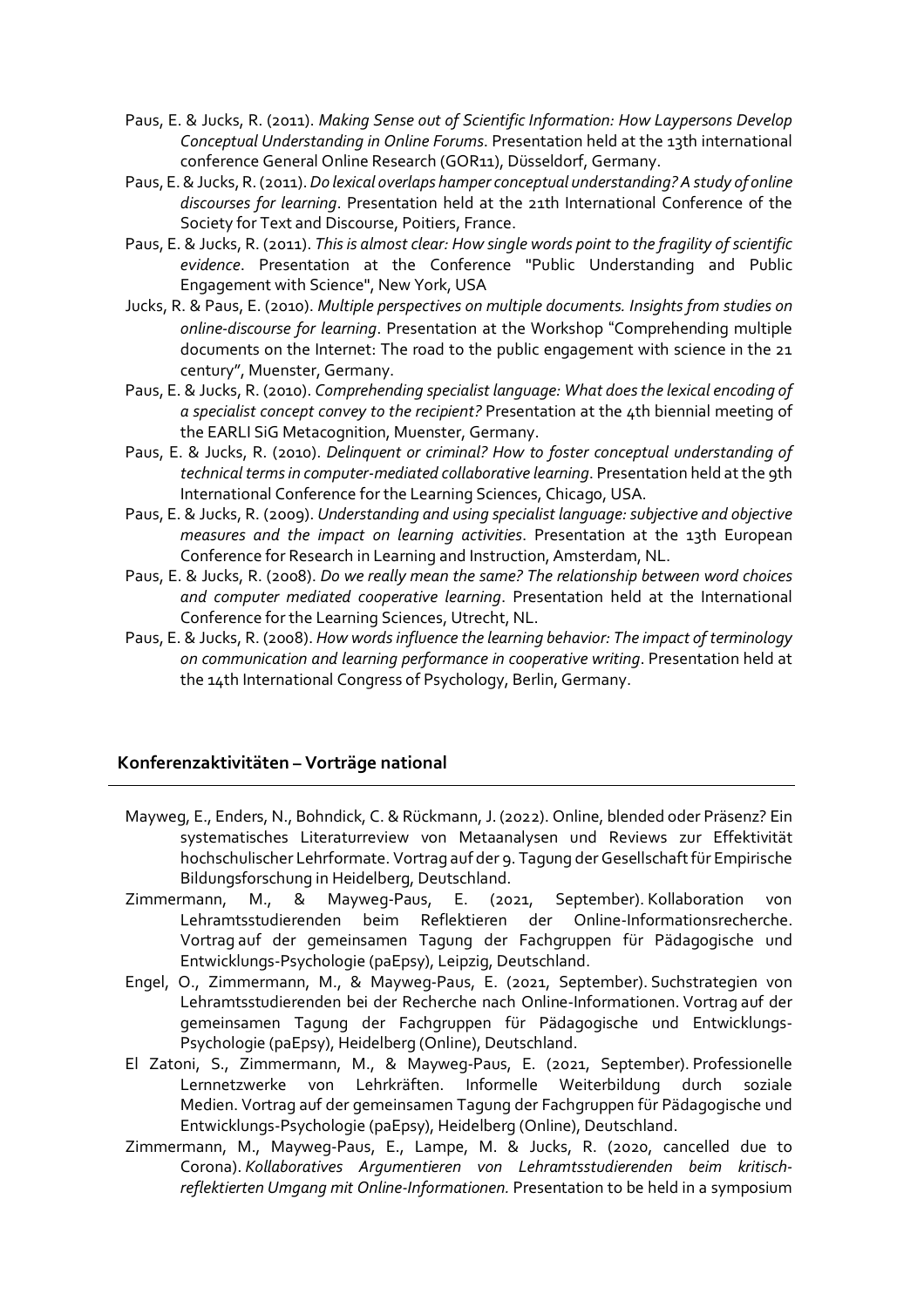Paus, E. & Jucks, R. (2011). *Making Sense out of Scientific Information: How Laypersons Develop Conceptual Understanding in Online Forums*. Presentation held at the 13th international conference General Online Research (GOR11), Düsseldorf, Germany.

Paus, E. & Jucks, R. (2011). *Do lexical overlaps hamper conceptual understanding? A study of online discourses for learning*. Presentation held at the 21th International Conference of the Society for Text and Discourse, Poitiers, France.

Paus, E. & Jucks, R. (2011). *This is almost clear: How single words point to the fragility of scientific evidence*. Presentation at the Conference "Public Understanding and Public Engagement with Science", New York, USA

Jucks, R. & Paus, E. (2010). *Multiple perspectives on multiple documents. Insights from studies on online-discourse for learning*. Presentation at the Workshop "Comprehending multiple documents on the Internet: The road to the public engagement with science in the 21 century", Muenster, Germany.

Paus, E. & Jucks, R. (2010). *Comprehending specialist language: What does the lexical encoding of a specialist concept convey to the recipient?* Presentation at the 4th biennial meeting of the EARLI SiG Metacognition, Muenster, Germany.

Paus, E. & Jucks, R. (2010). *Delinquent or criminal? How to foster conceptual understanding of technical terms in computer-mediated collaborative learning*. Presentation held at the 9th International Conference for the Learning Sciences, Chicago, USA.

Paus, E. & Jucks, R. (2009). *Understanding and using specialist language: subjective and objective measures and the impact on learning activities*. Presentation at the 13th European Conference for Research in Learning and Instruction, Amsterdam, NL.

Paus, E. & Jucks, R. (2008). *Do we really mean the same? The relationship between word choices and computer mediated cooperative learning*. Presentation held at the International Conference for the Learning Sciences, Utrecht, NL.

Paus, E. & Jucks, R. (2008). *How words influence the learning behavior: The impact of terminology on communication and learning performance in cooperative writing*. Presentation held at the 14th International Congress of Psychology, Berlin, Germany.

## Konferenzaktivitäten – Vorträge national

Mayweg, E., Enders, N., Bohndick, C. & Rückmann, J. (2022). Online, blended oder Präsenz? Ein systematisches Literaturreview von Metaanalysen und Reviews zur Effektivität hochschulischer Lehrformate. Vortrag auf der 9. Tagung der Gesellschaft für Empirische Bildungsforschung in Heidelberg, Deutschland.

Zimmermann, M., & Mayweg-Paus, E. (2021, September). Kollaboration von Lehramtsstudierenden beim Reflektieren der Online-Informationsrecherche. Vortrag auf der gemeinsamen Tagung der Fachgruppen für Pädagogische und Entwicklungs-Psychologie (paEpsy), Leipzig, Deutschland.

Engel, O., Zimmermann, M., & Mayweg-Paus, E. (2021, September). Suchstrategien von Lehramtsstudierenden bei der Recherche nach Online-Informationen. Vortrag auf der gemeinsamen Tagung der Fachgruppen für Pädagogische und Entwicklungs-Psychologie (paEpsy), Heidelberg (Online), Deutschland.

El Zatoni, S., Zimmermann, M., & Mayweg-Paus, E. (2021, September). Professionelle Lernnetzwerke von Lehrkräften. Informelle Weiterbildung durch soziale Medien. Vortrag auf der gemeinsamen Tagung der Fachgruppen für Pädagogische und Entwicklungs-Psychologie (paEpsy), Heidelberg (Online), Deutschland.

Zimmermann, M., Mayweg-Paus, E., Lampe, M. & Jucks, R. (2020, cancelled due to Corona). *Kollaboratives Argumentieren von Lehramtsstudierenden beim kritisch-reflektierten Umgang mit Online-Informationen.* Presentation to be held in a symposium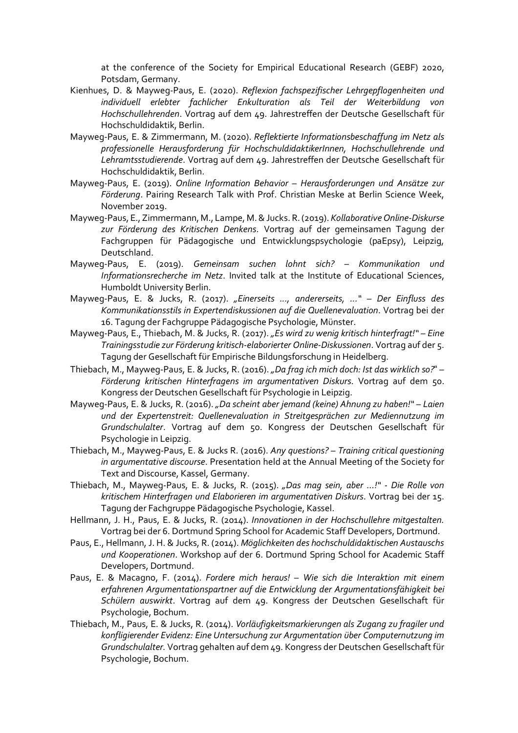at the conference of the Society for Empirical Educational Research (GEBF) 2020, Potsdam, Germany.

Kienhues, D. & Mayweg-Paus, E. (2020). *Reflexion fachspezifischer Lehrgepflogenheiten und individuell erlebter fachlicher Enkulturation als Teil der Weiterbildung von Hochschullehrenden*. Vortrag auf dem 49. Jahrestreffen der Deutsche Gesellschaft für Hochschuldidaktik, Berlin.

Mayweg-Paus, E. & Zimmermann, M. (2020). *Reflektierte Informationsbeschaffung im Netz als professionelle Herausforderung für HochschuldidaktikerInnen, Hochschullehrende und Lehramtsstudierende*. Vortrag auf dem 49. Jahrestreffen der Deutsche Gesellschaft für Hochschuldidaktik, Berlin.

Mayweg-Paus, E. (2019). *Online Information Behavior – Herausforderungen und Ansätze zur Förderung*. Pairing Research Talk with Prof. Christian Meske at Berlin Science Week, November 2019.

Mayweg-Paus, E., Zimmermann, M., Lampe, M. & Jucks. R. (2019). *Kollaborative Online-Diskurse zur Förderung des Kritischen Denkens*. Vortrag auf der gemeinsamen Tagung der Fachgruppen für Pädagogische und Entwicklungspsychologie (paEpsy), Leipzig, Deutschland.

Mayweg-Paus, E. (2019). *Gemeinsam suchen lohnt sich? – Kommunikation und Informationsrecherche im Netz*. Invited talk at the Institute of Educational Sciences, Humboldt University Berlin.

Mayweg-Paus, E. & Jucks, R. (2017). *„Einerseits ..., andererseits, ..." – Der Einfluss des Kommunikationsstils in Expertendiskussionen auf die Quellenevaluation*. Vortrag bei der 16. Tagung der Fachgruppe Pädagogische Psychologie, Münster.

Mayweg-Paus, E., Thiebach, M. & Jucks, R. (2017). *„Es wird zu wenig kritisch hinterfragt!" – Eine Trainingsstudie zur Förderung kritisch-elaborierter Online-Diskussionen*. Vortrag auf der 5. Tagung der Gesellschaft für Empirische Bildungsforschung in Heidelberg.

Thiebach, M., Mayweg-Paus, E. & Jucks, R. (2016). *„Da frag ich mich doch: Ist das wirklich so?" – Förderung kritischen Hinterfragens im argumentativen Diskurs*. Vortrag auf dem 50. Kongress der Deutschen Gesellschaft für Psychologie in Leipzig.

Mayweg-Paus, E. & Jucks, R. (2016). *„Da scheint aber jemand (keine) Ahnung zu haben!" – Laien und der Expertenstreit: Quellenevaluation in Streitgesprächen zur Mediennutzung im Grundschulalter*. Vortrag auf dem 50. Kongress der Deutschen Gesellschaft für Psychologie in Leipzig.

Thiebach, M., Mayweg-Paus, E. & Jucks R. (2016). *Any questions? – Training critical questioning in argumentative discourse*. Presentation held at the Annual Meeting of the Society for Text and Discourse, Kassel, Germany.

Thiebach, M., Mayweg-Paus, E. & Jucks, R. (2015). *„Das mag sein, aber ...!" - Die Rolle von kritischem Hinterfragen und Elaborieren im argumentativen Diskurs*. Vortrag bei der 15. Tagung der Fachgruppe Pädagogische Psychologie, Kassel.

Hellmann, J. H., Paus, E. & Jucks, R. (2014). *Innovationen in der Hochschullehre mitgestalten.* Vortrag bei der 6. Dortmund Spring School for Academic Staff Developers, Dortmund.

Paus, E., Hellmann, J. H. & Jucks, R. (2014). *Möglichkeiten des hochschuldidaktischen Austauschs und Kooperationen*. Workshop auf der 6. Dortmund Spring School for Academic Staff Developers, Dortmund.

Paus, E. & Macagno, F. (2014). *Fordere mich heraus! – Wie sich die Interaktion mit einem erfahrenen Argumentationspartner auf die Entwicklung der Argumentationsfähigkeit bei Schülern auswirkt*. Vortrag auf dem 49. Kongress der Deutschen Gesellschaft für Psychologie, Bochum.

Thiebach, M., Paus, E. & Jucks, R. (2014). *Vorläufigkeitsmarkierungen als Zugang zu fragiler und konfligierender Evidenz: Eine Untersuchung zur Argumentation über Computernutzung im Grundschulalter.* Vortrag gehalten auf dem 49. Kongress der Deutschen Gesellschaft für Psychologie, Bochum.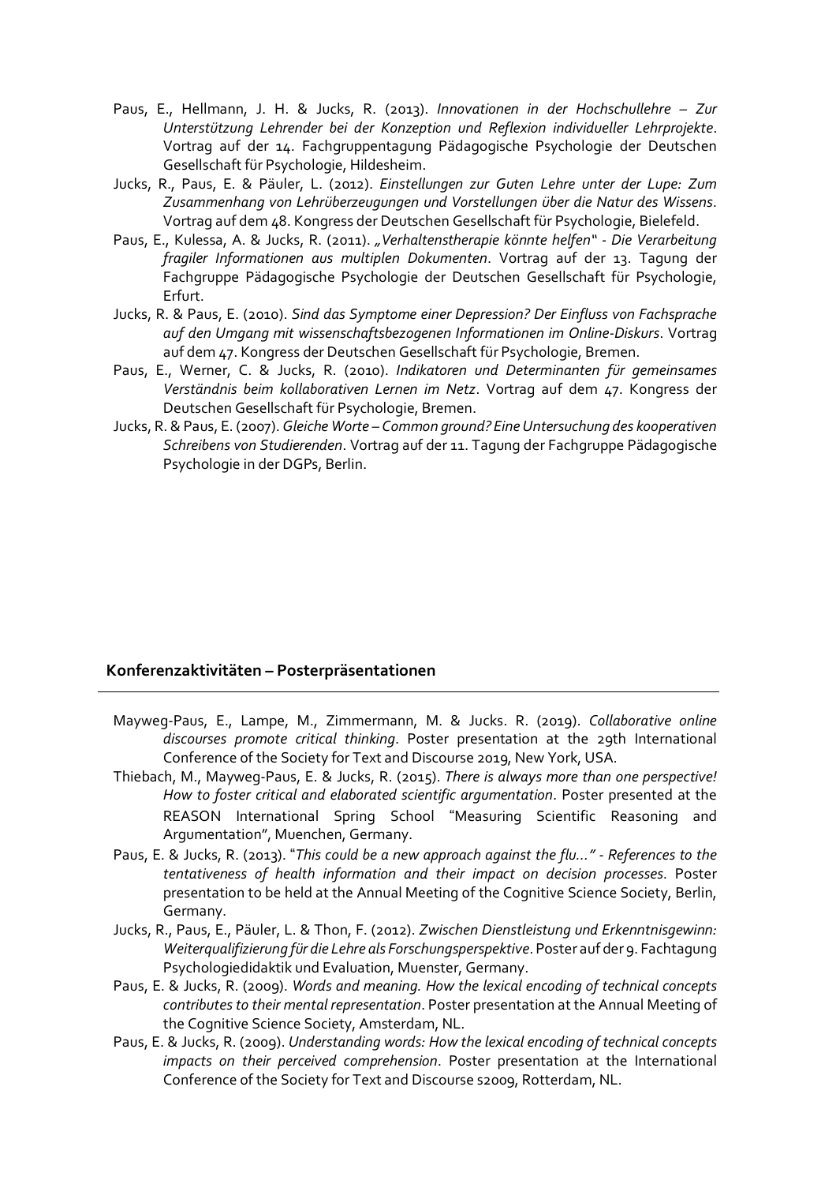- Paus, E., Hellmann, J. H. & Jucks, R. (2013). *Innovationen in der Hochschullehre – Zur Unterstützung Lehrender bei der Konzeption und Reflexion individueller Lehrprojekte*. Vortrag auf der 14. Fachgruppentagung Pädagogische Psychologie der Deutschen Gesellschaft für Psychologie, Hildesheim.
- Jucks, R., Paus, E. & Päuler, L. (2012). *Einstellungen zur Guten Lehre unter der Lupe: Zum Zusammenhang von Lehrüberzeugungen und Vorstellungen über die Natur des Wissens*. Vortrag auf dem 48. Kongress der Deutschen Gesellschaft für Psychologie, Bielefeld.
- Paus, E., Kulessa, A. & Jucks, R. (2011). *„Verhaltenstherapie könnte helfen" - Die Verarbeitung fragiler Informationen aus multiplen Dokumenten*. Vortrag auf der 13. Tagung der Fachgruppe Pädagogische Psychologie der Deutschen Gesellschaft für Psychologie, Erfurt.
- Jucks, R. & Paus, E. (2010). *Sind das Symptome einer Depression? Der Einfluss von Fachsprache auf den Umgang mit wissenschaftsbezogenen Informationen im Online-Diskurs*. Vortrag auf dem 47. Kongress der Deutschen Gesellschaft für Psychologie, Bremen.
- Paus, E., Werner, C. & Jucks, R. (2010). *Indikatoren und Determinanten für gemeinsames Verständnis beim kollaborativen Lernen im Netz*. Vortrag auf dem 47. Kongress der Deutschen Gesellschaft für Psychologie, Bremen.
- Jucks, R. & Paus, E. (2007). *Gleiche Worte – Common ground? Eine Untersuchung des kooperativen Schreibens von Studierenden*. Vortrag auf der 11. Tagung der Fachgruppe Pädagogische Psychologie in der DGPs, Berlin.

## Konferenzaktivitäten – Posterpräsentationen

- Mayweg-Paus, E., Lampe, M., Zimmermann, M. & Jucks. R. (2019). *Collaborative online discourses promote critical thinking*. Poster presentation at the 29th International Conference of the Society for Text and Discourse 2019, New York, USA.
- Thiebach, M., Mayweg-Paus, E. & Jucks, R. (2015). *There is always more than one perspective! How to foster critical and elaborated scientific argumentation*. Poster presented at the REASON International Spring School "Measuring Scientific Reasoning and Argumentation", Muenchen, Germany.
- Paus, E. & Jucks, R. (2013). "*This could be a new approach against the flu…" - References to the tentativeness of health information and their impact on decision processes*. Poster presentation to be held at the Annual Meeting of the Cognitive Science Society, Berlin, Germany.
- Jucks, R., Paus, E., Päuler, L. & Thon, F. (2012). *Zwischen Dienstleistung und Erkenntnisgewinn: Weiterqualifizierung für die Lehre als Forschungsperspektive*. Poster auf der 9. Fachtagung Psychologiedidaktik und Evaluation, Muenster, Germany.
- Paus, E. & Jucks, R. (2009). *Words and meaning. How the lexical encoding of technical concepts contributes to their mental representation*. Poster presentation at the Annual Meeting of the Cognitive Science Society, Amsterdam, NL.
- Paus, E. & Jucks, R. (2009). *Understanding words: How the lexical encoding of technical concepts impacts on their perceived comprehension*. Poster presentation at the International Conference of the Society for Text and Discourse s2009, Rotterdam, NL.